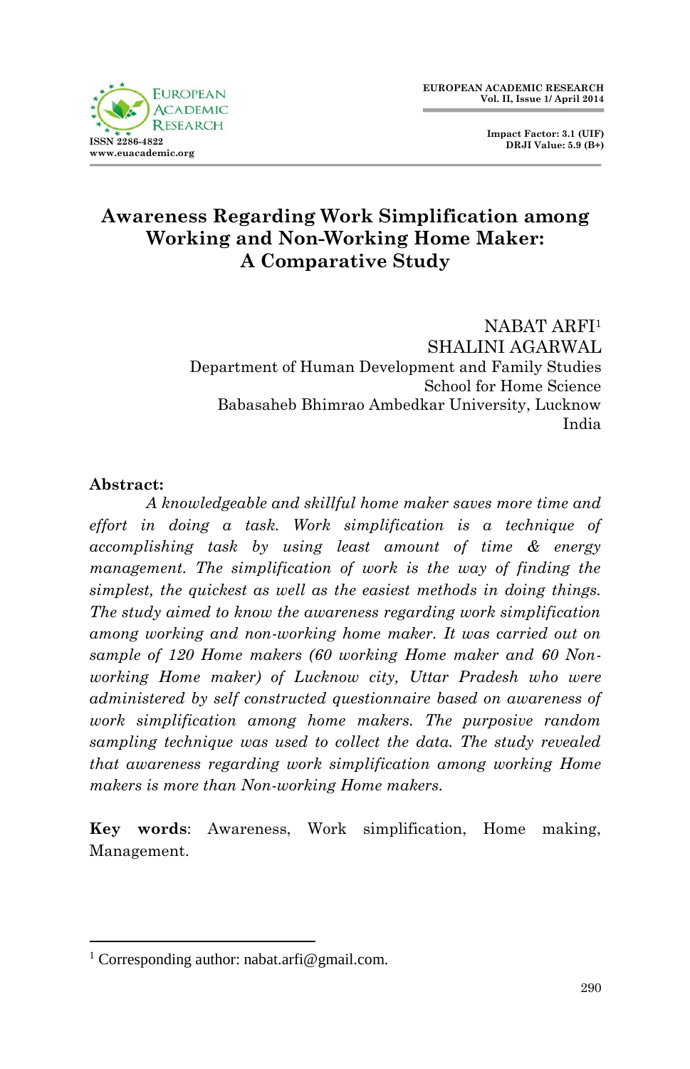# Awareness Regarding Work Simplification among Working and Non-Working Home Maker: A Comparative Study

NABAT ARFI[1]
SHALINI AGARWAL
Department of Human Development and Family Studies
School for Home Science
Babasaheb Bhimrao Ambedkar University, Lucknow
India

**Abstract:**

*A knowledgeable and skillful home maker saves more time and effort in doing a task. Work simplification is a technique of accomplishing task by using least amount of time & energy management. The simplification of work is the way of finding the simplest, the quickest as well as the easiest methods in doing things. The study aimed to know the awareness regarding work simplification among working and non-working home maker. It was carried out on sample of 120 Home makers (60 working Home maker and 60 Non-working Home maker) of Lucknow city, Uttar Pradesh who were administered by self constructed questionnaire based on awareness of work simplification among home makers. The purposive random sampling technique was used to collect the data. The study revealed that awareness regarding work simplification among working Home makers is more than Non-working Home makers.*

**Key words**: Awareness, Work simplification, Home making, Management.

---

[1] Corresponding author: nabat.arfi@gmail.com.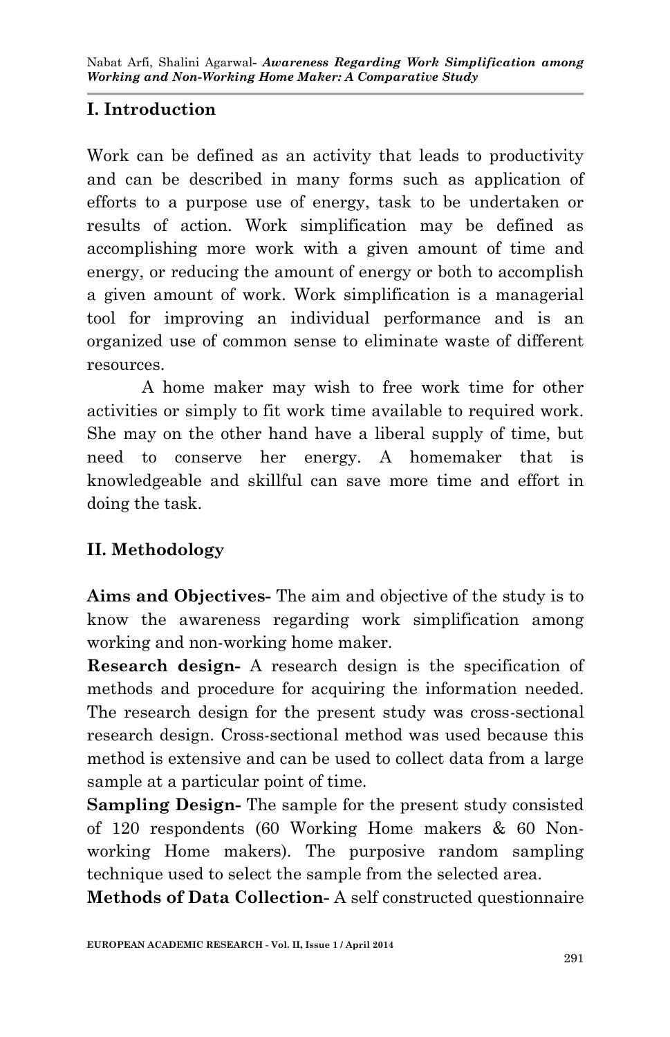## I. Introduction

Work can be defined as an activity that leads to productivity and can be described in many forms such as application of efforts to a purpose use of energy, task to be undertaken or results of action. Work simplification may be defined as accomplishing more work with a given amount of time and energy, or reducing the amount of energy or both to accomplish a given amount of work. Work simplification is a managerial tool for improving an individual performance and is an organized use of common sense to eliminate waste of different resources.

A home maker may wish to free work time for other activities or simply to fit work time available to required work. She may on the other hand have a liberal supply of time, but need to conserve her energy. A homemaker that is knowledgeable and skillful can save more time and effort in doing the task.

## II. Methodology

**Aims and Objectives-** The aim and objective of the study is to know the awareness regarding work simplification among working and non-working home maker.

**Research design-** A research design is the specification of methods and procedure for acquiring the information needed. The research design for the present study was cross-sectional research design. Cross-sectional method was used because this method is extensive and can be used to collect data from a large sample at a particular point of time.

**Sampling Design-** The sample for the present study consisted of 120 respondents (60 Working Home makers & 60 Non-working Home makers). The purposive random sampling technique used to select the sample from the selected area.

**Methods of Data Collection-** A self constructed questionnaire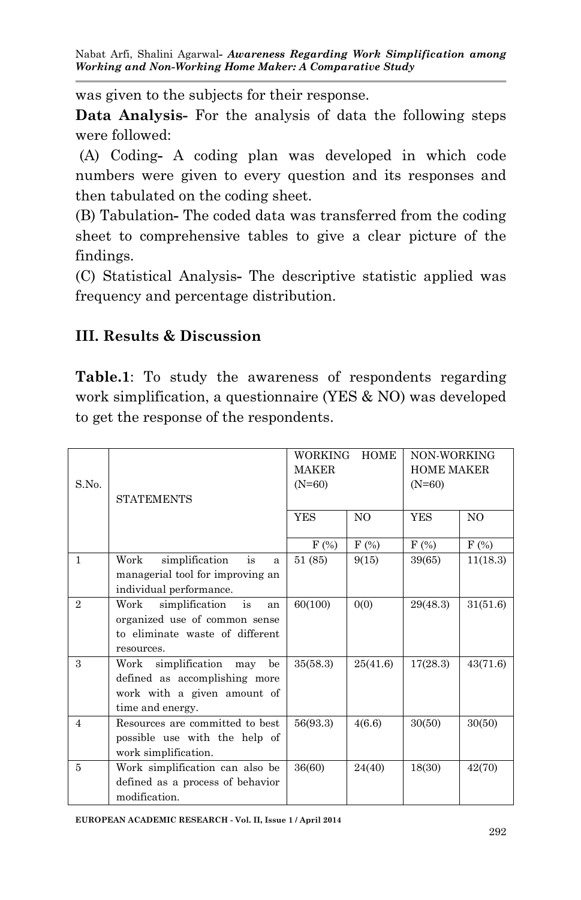was given to the subjects for their response.

**Data Analysis-** For the analysis of data the following steps were followed:

(A) Coding**-** A coding plan was developed in which code numbers were given to every question and its responses and then tabulated on the coding sheet.

(B) Tabulation**-** The coded data was transferred from the coding sheet to comprehensive tables to give a clear picture of the findings.

(C) Statistical Analysis**-** The descriptive statistic applied was frequency and percentage distribution.

## III. Results & Discussion

**Table.1**: To study the awareness of respondents regarding work simplification, a questionnaire (YES & NO) was developed to get the response of the respondents.

| S.No. | STATEMENTS | WORKING HOME MAKER (N=60) | | NON-WORKING HOME MAKER (N=60) | |
|---|---|---|---|---|---|
| | | YES | NO | YES | NO |
| | | F (%) | F (%) | F (%) | F (%) |
| 1 | Work simplification is a managerial tool for improving an individual performance. | 51 (85) | 9(15) | 39(65) | 11(18.3) |
| 2 | Work simplification is an organized use of common sense to eliminate waste of different resources. | 60(100) | 0(0) | 29(48.3) | 31(51.6) |
| 3 | Work simplification may be defined as accomplishing more work with a given amount of time and energy. | 35(58.3) | 25(41.6) | 17(28.3) | 43(71.6) |
| 4 | Resources are committed to best possible use with the help of work simplification. | 56(93.3) | 4(6.6) | 30(50) | 30(50) |
| 5 | Work simplification can also be defined as a process of behavior modification. | 36(60) | 24(40) | 18(30) | 42(70) |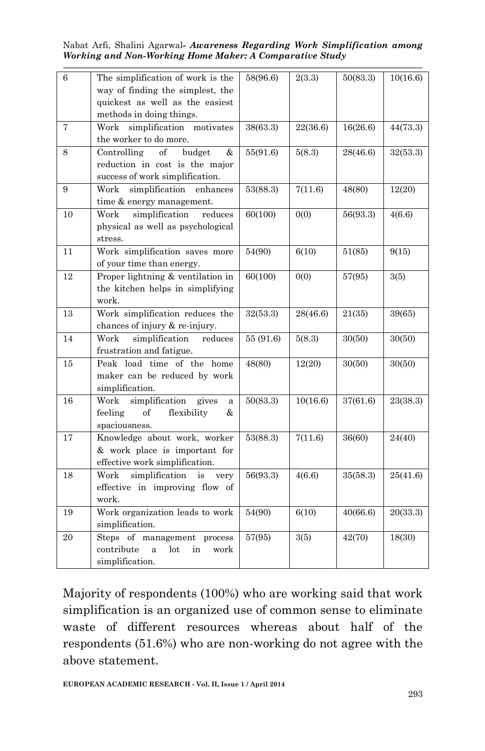| 6 | The simplification of work is the way of finding the simplest, the quickest as well as the easiest methods in doing things. | 58(96.6) | 2(3.3) | 50(83.3) | 10(16.6) |
|---|---|---|---|---|---|
| 7 | Work simplification motivates the worker to do more. | 38(63.3) | 22(36.6) | 16(26.6) | 44(73.3) |
| 8 | Controlling of budget & reduction in cost is the major success of work simplification. | 55(91.6) | 5(8.3) | 28(46.6) | 32(53.3) |
| 9 | Work simplification enhances time & energy management. | 53(88.3) | 7(11.6) | 48(80) | 12(20) |
| 10 | Work simplification reduces physical as well as psychological stress. | 60(100) | 0(0) | 56(93.3) | 4(6.6) |
| 11 | Work simplification saves more of your time than energy. | 54(90) | 6(10) | 51(85) | 9(15) |
| 12 | Proper lightning & ventilation in the kitchen helps in simplifying work. | 60(100) | 0(0) | 57(95) | 3(5) |
| 13 | Work simplification reduces the chances of injury & re-injury. | 32(53.3) | 28(46.6) | 21(35) | 39(65) |
| 14 | Work simplification reduces frustration and fatigue. | 55 (91.6) | 5(8.3) | 30(50) | 30(50) |
| 15 | Peak load time of the home maker can be reduced by work simplification. | 48(80) | 12(20) | 30(50) | 30(50) |
| 16 | Work simplification gives a feeling of flexibility & spaciousness. | 50(83.3) | 10(16.6) | 37(61.6) | 23(38.3) |
| 17 | Knowledge about work, worker & work place is important for effective work simplification. | 53(88.3) | 7(11.6) | 36(60) | 24(40) |
| 18 | Work simplification is very effective in improving flow of work. | 56(93.3) | 4(6.6) | 35(58.3) | 25(41.6) |
| 19 | Work organization leads to work simplification. | 54(90) | 6(10) | 40(66.6) | 20(33.3) |
| 20 | Steps of management process contribute a lot in work simplification. | 57(95) | 3(5) | 42(70) | 18(30) |

Majority of respondents (100%) who are working said that work simplification is an organized use of common sense to eliminate waste of different resources whereas about half of the respondents (51.6%) who are non-working do not agree with the above statement.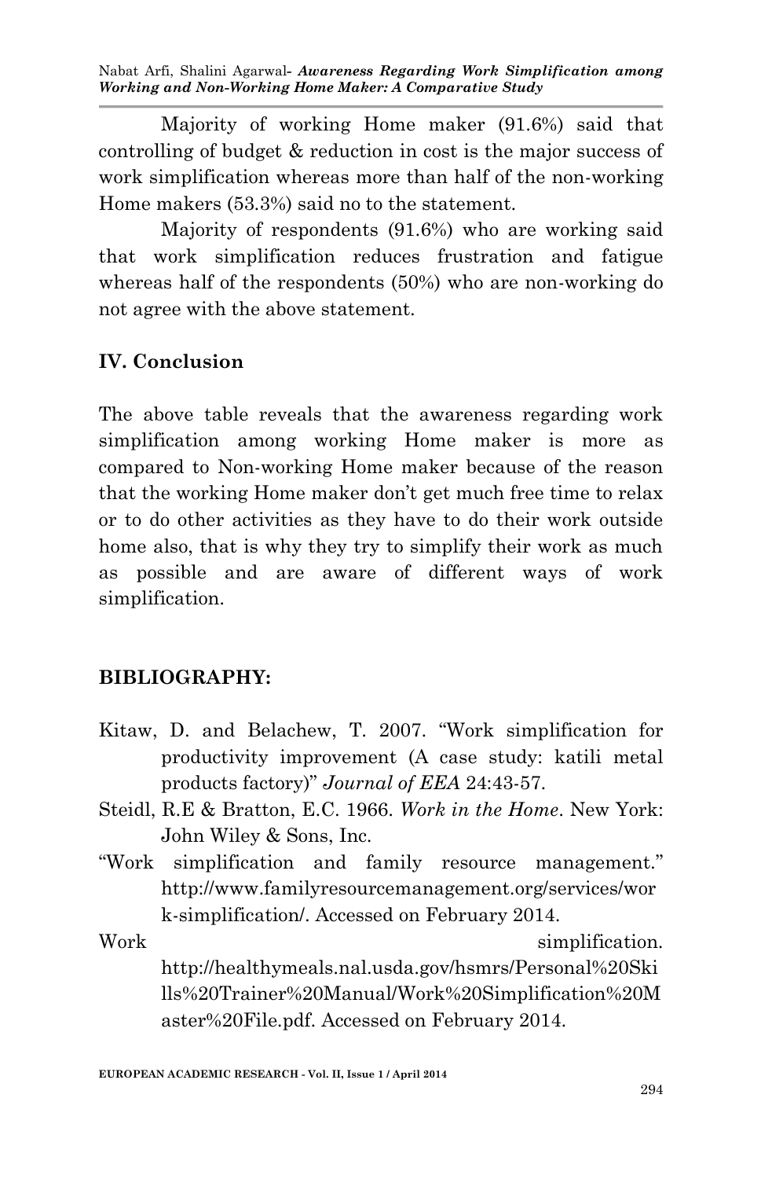Majority of working Home maker (91.6%) said that controlling of budget & reduction in cost is the major success of work simplification whereas more than half of the non-working Home makers (53.3%) said no to the statement.

Majority of respondents (91.6%) who are working said that work simplification reduces frustration and fatigue whereas half of the respondents (50%) who are non-working do not agree with the above statement.

## IV. Conclusion

The above table reveals that the awareness regarding work simplification among working Home maker is more as compared to Non-working Home maker because of the reason that the working Home maker don't get much free time to relax or to do other activities as they have to do their work outside home also, that is why they try to simplify their work as much as possible and are aware of different ways of work simplification.

## BIBLIOGRAPHY:

Kitaw, D. and Belachew, T. 2007. "Work simplification for productivity improvement (A case study: katili metal products factory)" *Journal of EEA* 24:43-57.

Steidl, R.E & Bratton, E.C. 1966. *Work in the Home*. New York: John Wiley & Sons, Inc.

"Work simplification and family resource management." http://www.familyresourcemanagement.org/services/work-simplification/. Accessed on February 2014.

Work simplification. http://healthymeals.nal.usda.gov/hsmrs/Personal%20Skills%20Trainer%20Manual/Work%20Simplification%20Master%20File.pdf. Accessed on February 2014.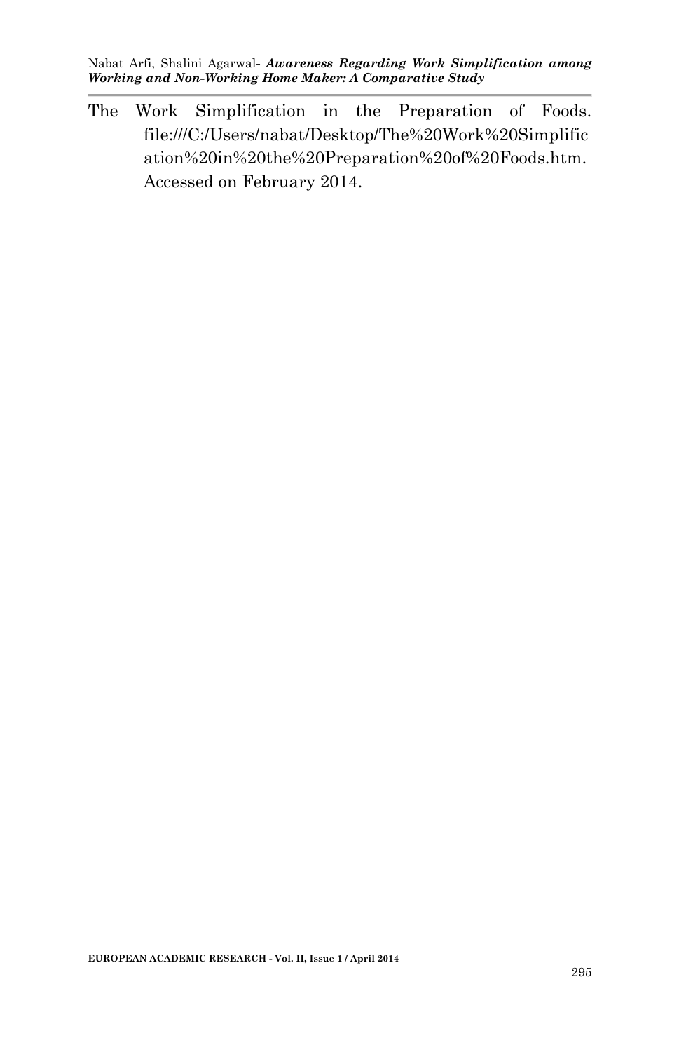The Work Simplification in the Preparation of Foods. file:///C:/Users/nabat/Desktop/The%20Work%20Simplification%20in%20the%20Preparation%20of%20Foods.htm. Accessed on February 2014.